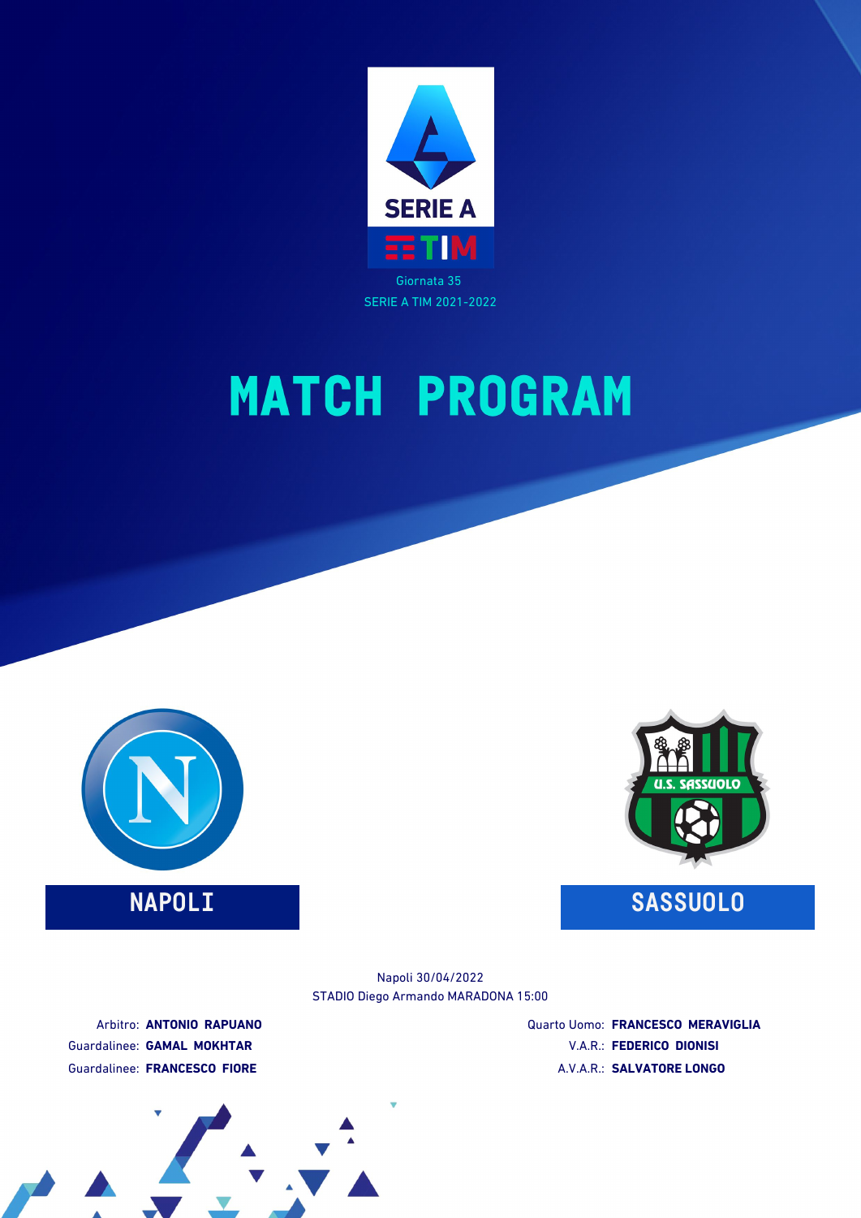Giornata 35

SERIE A TIM 2021-2022

# MATCH PROGRAM

**NAPOLI**

**SASSUOLO**

Napoli 30/04/2022

STADIO Diego Armando MARADONA 15:00

Arbitro: **ANTONIO RAPUANO**

Guardalinee: **GAMAL MOKHTAR**

Guardalinee: **FRANCESCO FIORE**

Quarto Uomo: **FRANCESCO MERAVIGLIA**

V.A.R.: **FEDERICO DIONISI**

A.V.A.R.: **SALVATORE LONGO**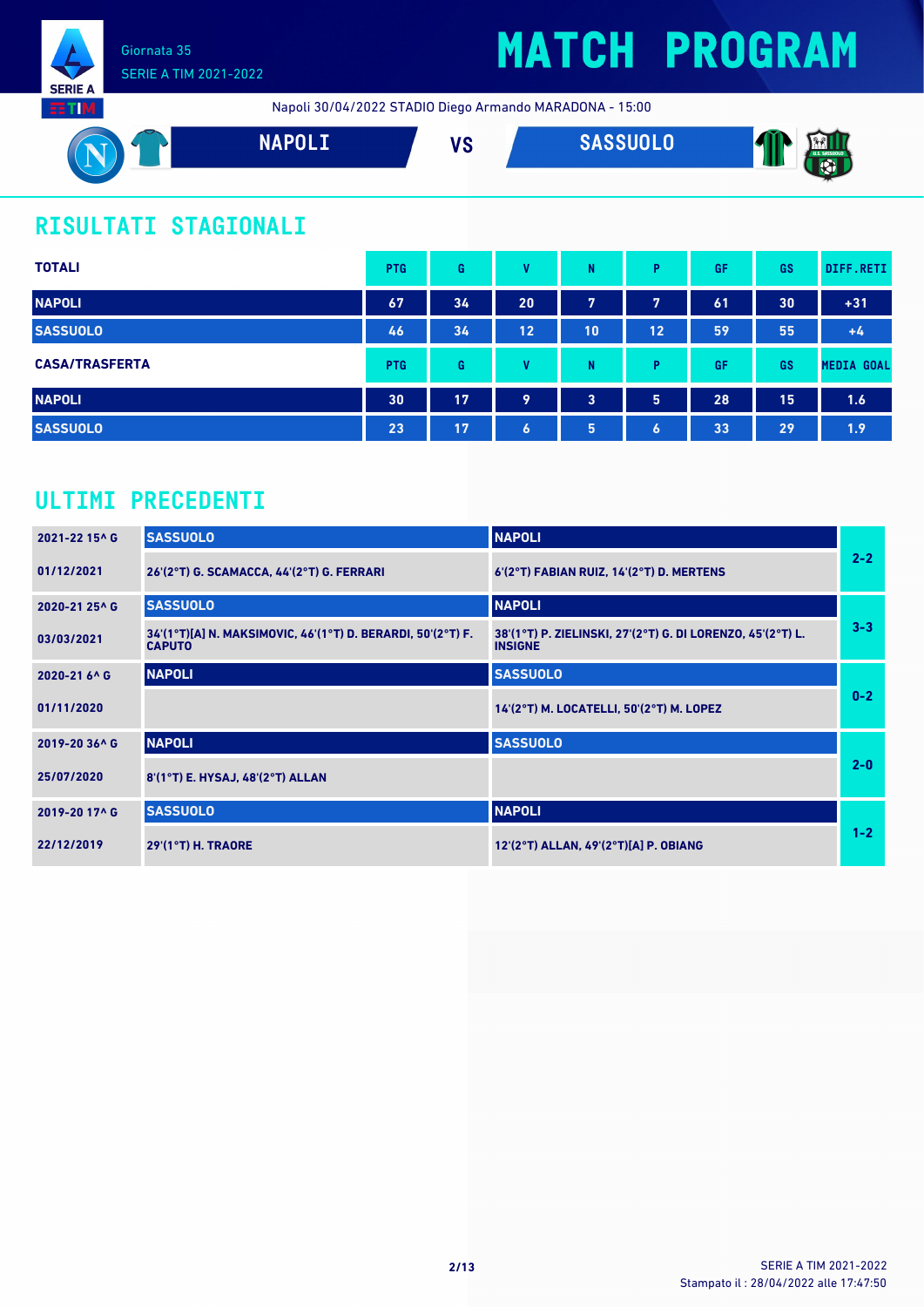Giornata 35

SERIE A TIM 2021-2022

# MATCH PROGRAM

Napoli 30/04/2022 STADIO Diego Armando MARADONA - 15:00

**NAPOLI** VS **SASSUOLO**

## RISULTATI STAGIONALI

| TOTALI | PTG | G | V | N | P | GF | GS | DIFF.RETI |
|---|---|---|---|---|---|---|---|---|
| NAPOLI | 67 | 34 | 20 | 7 | 7 | 61 | 30 | +31 |
| SASSUOLO | 46 | 34 | 12 | 10 | 12 | 59 | 55 | +4 |

| CASA/TRASFERTA | PTG | G | V | N | P | GF | GS | MEDIA GOAL |
|---|---|---|---|---|---|---|---|---|
| NAPOLI | 30 | 17 | 9 | 3 | 5 | 28 | 15 | 1.6 |
| SASSUOLO | 23 | 17 | 6 | 5 | 6 | 33 | 29 | 1.9 |

## ULTIMI PRECEDENTI

| Giornata / Data | Casa | Trasferta | Risultato |
|---|---|---|---|
| 2021-22 15^ G | SASSUOLO | NAPOLI | 2-2 |
| 01/12/2021 | 26'(2°T) G. SCAMACCA, 44'(2°T) G. FERRARI | 6'(2°T) FABIAN RUIZ, 14'(2°T) D. MERTENS | |
| 2020-21 25^ G | SASSUOLO | NAPOLI | 3-3 |
| 03/03/2021 | 34'(1°T)[A] N. MAKSIMOVIC, 46'(1°T) D. BERARDI, 50'(2°T) F. CAPUTO | 38'(1°T) P. ZIELINSKI, 27'(2°T) G. DI LORENZO, 45'(2°T) L. INSIGNE | |
| 2020-21 6^ G | NAPOLI | SASSUOLO | 0-2 |
| 01/11/2020 | | 14'(2°T) M. LOCATELLI, 50'(2°T) M. LOPEZ | |
| 2019-20 36^ G | NAPOLI | SASSUOLO | 2-0 |
| 25/07/2020 | 8'(1°T) E. HYSAJ, 48'(2°T) ALLAN | | |
| 2019-20 17^ G | SASSUOLO | NAPOLI | 1-2 |
| 22/12/2019 | 29'(1°T) H. TRAORE | 12'(2°T) ALLAN, 49'(2°T)[A] P. OBIANG | |

SERIE A TIM 2021-2022

Stampato il : 28/04/2022 alle 17:47:50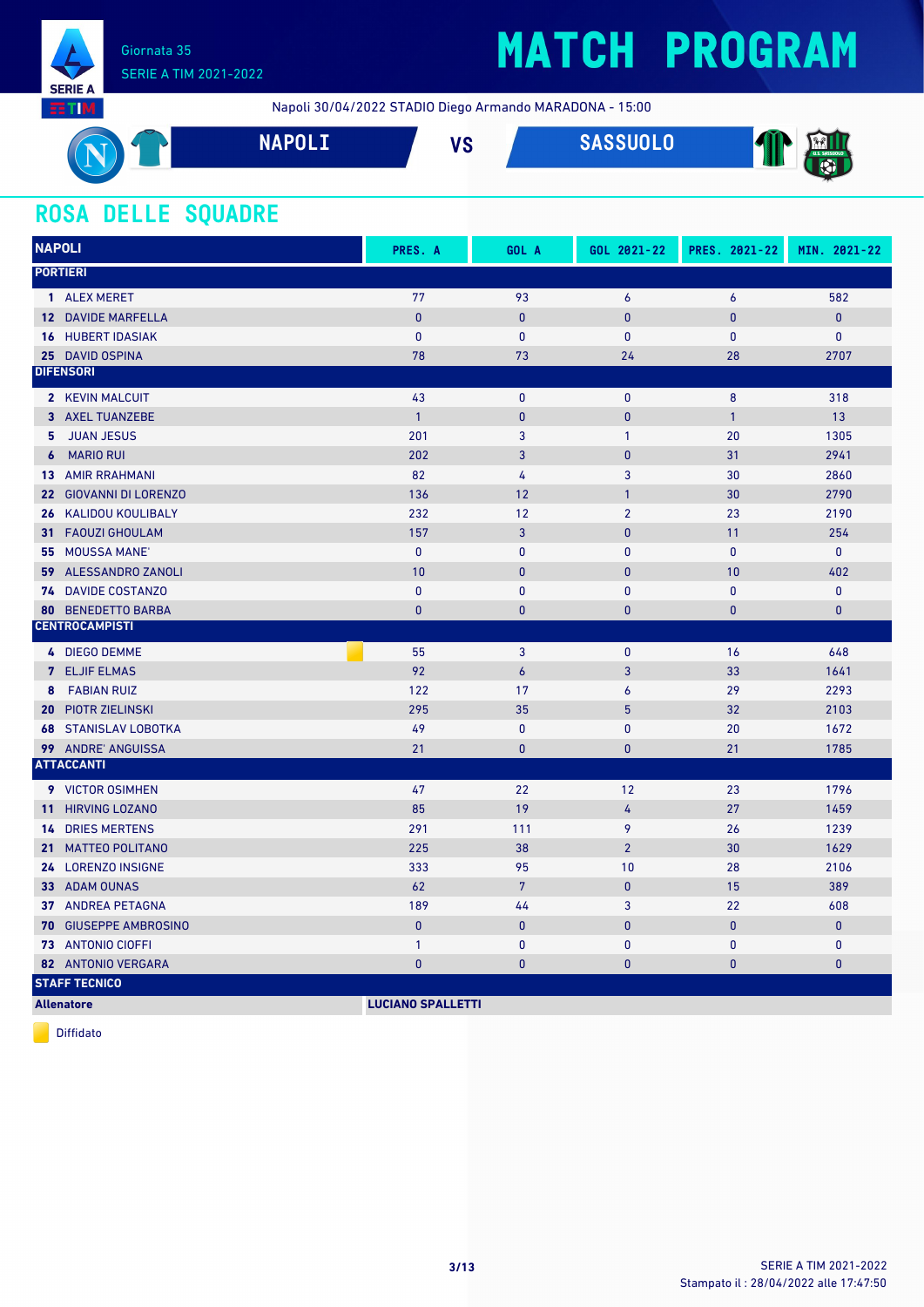Giornata 35
SERIE A TIM 2021-2022

# MATCH PROGRAM

Napoli 30/04/2022 STADIO Diego Armando MARADONA - 15:00

**NAPOLI** VS **SASSUOLO**

## ROSA DELLE SQUADRE

| NAPOLI | PRES. A | GOL A | GOL 2021-22 | PRES. 2021-22 | MIN. 2021-22 |
|---|---|---|---|---|---|
| **PORTIERI** | | | | | |
| 1 ALEX MERET | 77 | 93 | 6 | 6 | 582 |
| 12 DAVIDE MARFELLA | 0 | 0 | 0 | 0 | 0 |
| 16 HUBERT IDASIAK | 0 | 0 | 0 | 0 | 0 |
| 25 DAVID OSPINA | 78 | 73 | 24 | 28 | 2707 |
| **DIFENSORI** | | | | | |
| 2 KEVIN MALCUIT | 43 | 0 | 0 | 8 | 318 |
| 3 AXEL TUANZEBE | 1 | 0 | 0 | 1 | 13 |
| 5 JUAN JESUS | 201 | 3 | 1 | 20 | 1305 |
| 6 MARIO RUI | 202 | 3 | 0 | 31 | 2941 |
| 13 AMIR RRAHMANI | 82 | 4 | 3 | 30 | 2860 |
| 22 GIOVANNI DI LORENZO | 136 | 12 | 1 | 30 | 2790 |
| 26 KALIDOU KOULIBALY | 232 | 12 | 2 | 23 | 2190 |
| 31 FAOUZI GHOULAM | 157 | 3 | 0 | 11 | 254 |
| 55 MOUSSA MANE' | 0 | 0 | 0 | 0 | 0 |
| 59 ALESSANDRO ZANOLI | 10 | 0 | 0 | 10 | 402 |
| 74 DAVIDE COSTANZO | 0 | 0 | 0 | 0 | 0 |
| 80 BENEDETTO BARBA | 0 | 0 | 0 | 0 | 0 |
| **CENTROCAMPISTI** | | | | | |
| 4 DIEGO DEMME (Diffidato) | 55 | 3 | 0 | 16 | 648 |
| 7 ELJIF ELMAS | 92 | 6 | 3 | 33 | 1641 |
| 8 FABIAN RUIZ | 122 | 17 | 6 | 29 | 2293 |
| 20 PIOTR ZIELINSKI | 295 | 35 | 5 | 32 | 2103 |
| 68 STANISLAV LOBOTKA | 49 | 0 | 0 | 20 | 1672 |
| 99 ANDRE' ANGUISSA | 21 | 0 | 0 | 21 | 1785 |
| **ATTACCANTI** | | | | | |
| 9 VICTOR OSIMHEN | 47 | 22 | 12 | 23 | 1796 |
| 11 HIRVING LOZANO | 85 | 19 | 4 | 27 | 1459 |
| 14 DRIES MERTENS | 291 | 111 | 9 | 26 | 1239 |
| 21 MATTEO POLITANO | 225 | 38 | 2 | 30 | 1629 |
| 24 LORENZO INSIGNE | 333 | 95 | 10 | 28 | 2106 |
| 33 ADAM OUNAS | 62 | 7 | 0 | 15 | 389 |
| 37 ANDREA PETAGNA | 189 | 44 | 3 | 22 | 608 |
| 70 GIUSEPPE AMBROSINO | 0 | 0 | 0 | 0 | 0 |
| 73 ANTONIO CIOFFI | 1 | 0 | 0 | 0 | 0 |
| 82 ANTONIO VERGARA | 0 | 0 | 0 | 0 | 0 |
| **STAFF TECNICO** | | | | | |
| **Allenatore** | **LUCIANO SPALLETTI** | | | | |

Diffidato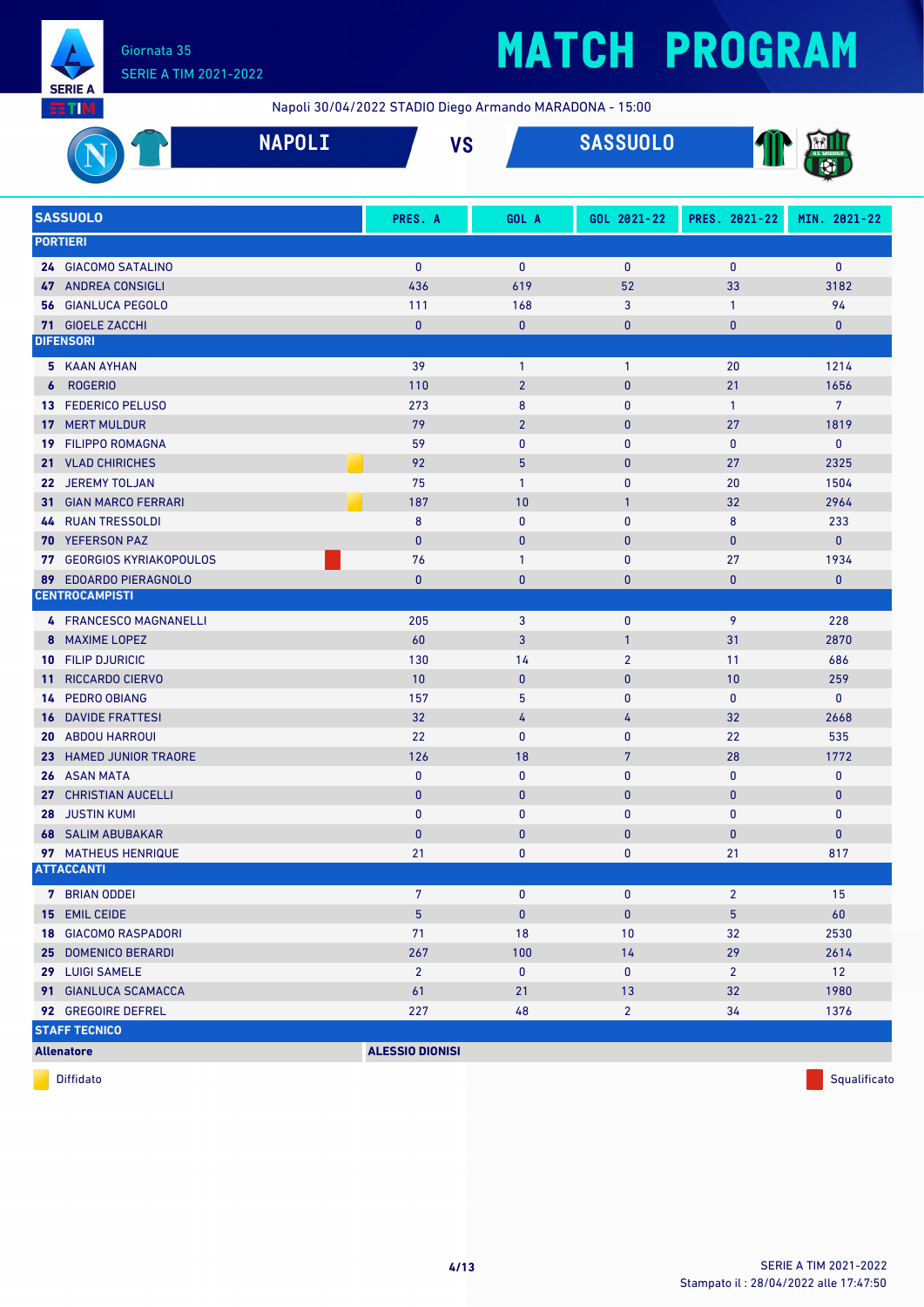# MATCH PROGRAM

Giornata 35
SERIE A TIM 2021-2022

Napoli 30/04/2022 STADIO Diego Armando MARADONA - 15:00

## NAPOLI VS SASSUOLO

| SASSUOLO | | PRES. A | GOL A | GOL 2021-22 | PRES. 2021-22 | MIN. 2021-22 |
|---|---|---|---|---|---|---|
| **PORTIERI** | | | | | | |
| 24 GIACOMO SATALINO | | 0 | 0 | 0 | 0 | 0 |
| 47 ANDREA CONSIGLI | | 436 | 619 | 52 | 33 | 3182 |
| 56 GIANLUCA PEGOLO | | 111 | 168 | 3 | 1 | 94 |
| 71 GIOELE ZACCHI | | 0 | 0 | 0 | 0 | 0 |
| **DIFENSORI** | | | | | | |
| 5 KAAN AYHAN | | 39 | 1 | 1 | 20 | 1214 |
| 6 ROGERIO | | 110 | 2 | 0 | 21 | 1656 |
| 13 FEDERICO PELUSO | | 273 | 8 | 0 | 1 | 7 |
| 17 MERT MULDUR | | 79 | 2 | 0 | 27 | 1819 |
| 19 FILIPPO ROMAGNA | | 59 | 0 | 0 | 0 | 0 |
| 21 VLAD CHIRICHES | Diffidato | 92 | 5 | 0 | 27 | 2325 |
| 22 JEREMY TOLJAN | | 75 | 1 | 0 | 20 | 1504 |
| 31 GIAN MARCO FERRARI | Diffidato | 187 | 10 | 1 | 32 | 2964 |
| 44 RUAN TRESSOLDI | | 8 | 0 | 0 | 8 | 233 |
| 70 YEFERSON PAZ | | 0 | 0 | 0 | 0 | 0 |
| 77 GEORGIOS KYRIAKOPOULOS | Squalificato | 76 | 1 | 0 | 27 | 1934 |
| 89 EDOARDO PIERAGNOLO | | 0 | 0 | 0 | 0 | 0 |
| **CENTROCAMPISTI** | | | | | | |
| 4 FRANCESCO MAGNANELLI | | 205 | 3 | 0 | 9 | 228 |
| 8 MAXIME LOPEZ | | 60 | 3 | 1 | 31 | 2870 |
| 10 FILIP DJURICIC | | 130 | 14 | 2 | 11 | 686 |
| 11 RICCARDO CIERVO | | 10 | 0 | 0 | 10 | 259 |
| 14 PEDRO OBIANG | | 157 | 5 | 0 | 0 | 0 |
| 16 DAVIDE FRATTESI | | 32 | 4 | 4 | 32 | 2668 |
| 20 ABDOU HARROUI | | 22 | 0 | 0 | 22 | 535 |
| 23 HAMED JUNIOR TRAORE | | 126 | 18 | 7 | 28 | 1772 |
| 26 ASAN MATA | | 0 | 0 | 0 | 0 | 0 |
| 27 CHRISTIAN AUCELLI | | 0 | 0 | 0 | 0 | 0 |
| 28 JUSTIN KUMI | | 0 | 0 | 0 | 0 | 0 |
| 68 SALIM ABUBAKAR | | 0 | 0 | 0 | 0 | 0 |
| 97 MATHEUS HENRIQUE | | 21 | 0 | 0 | 21 | 817 |
| **ATTACCANTI** | | | | | | |
| 7 BRIAN ODDEI | | 7 | 0 | 0 | 2 | 15 |
| 15 EMIL CEIDE | | 5 | 0 | 0 | 5 | 60 |
| 18 GIACOMO RASPADORI | | 71 | 18 | 10 | 32 | 2530 |
| 25 DOMENICO BERARDI | | 267 | 100 | 14 | 29 | 2614 |
| 29 LUIGI SAMELE | | 2 | 0 | 0 | 2 | 12 |
| 91 GIANLUCA SCAMACCA | | 61 | 21 | 13 | 32 | 1980 |
| 92 GREGOIRE DEFREL | | 227 | 48 | 2 | 34 | 1376 |
| **STAFF TECNICO** | | | | | | |
| **Allenatore** | **ALESSIO DIONISI** | | | | | |

Diffidato — Squalificato

SERIE A TIM 2021-2022
Stampato il : 28/04/2022 alle 17:47:50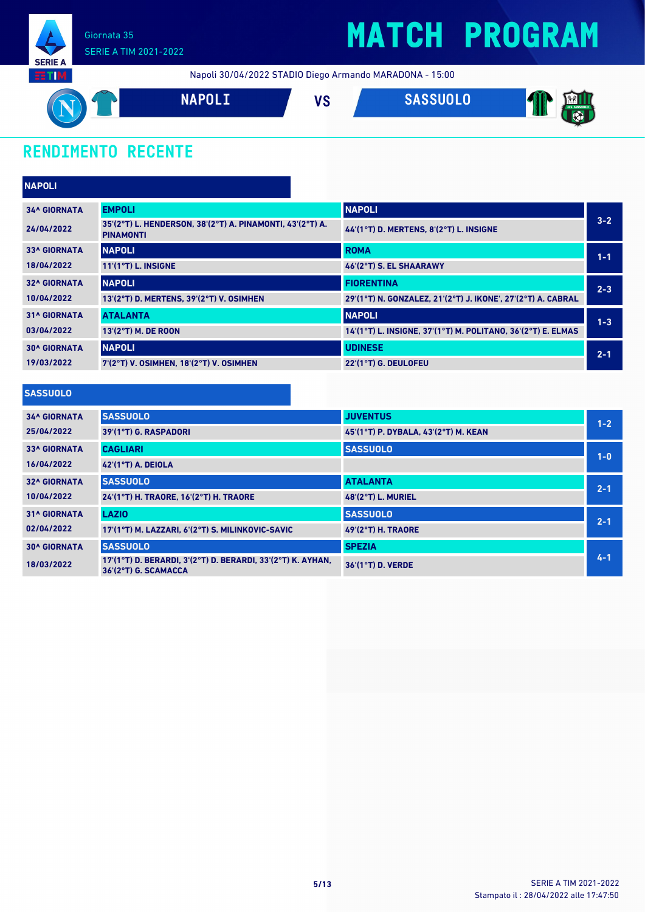Giornata 35
SERIE A TIM 2021-2022

# MATCH PROGRAM

Napoli 30/04/2022 STADIO Diego Armando MARADONA - 15:00

**NAPOLI** VS **SASSUOLO**

## RENDIMENTO RECENTE

### NAPOLI

| Giornata | Casa | Trasferta | Risultato |
|---|---|---|---|
| 34^ GIORNATA 24/04/2022 | **EMPOLI** 35'(2°T) L. HENDERSON, 38'(2°T) A. PINAMONTI, 43'(2°T) A. PINAMONTI | **NAPOLI** 44'(1°T) D. MERTENS, 8'(2°T) L. INSIGNE | 3-2 |
| 33^ GIORNATA 18/04/2022 | **NAPOLI** 11'(1°T) L. INSIGNE | **ROMA** 46'(2°T) S. EL SHAARAWY | 1-1 |
| 32^ GIORNATA 10/04/2022 | **NAPOLI** 13'(2°T) D. MERTENS, 39'(2°T) V. OSIMHEN | **FIORENTINA** 29'(1°T) N. GONZALEZ, 21'(2°T) J. IKONE', 27'(2°T) A. CABRAL | 2-3 |
| 31^ GIORNATA 03/04/2022 | **ATALANTA** 13'(2°T) M. DE ROON | **NAPOLI** 14'(1°T) L. INSIGNE, 37'(1°T) M. POLITANO, 36'(2°T) E. ELMAS | 1-3 |
| 30^ GIORNATA 19/03/2022 | **NAPOLI** 7'(2°T) V. OSIMHEN, 18'(2°T) V. OSIMHEN | **UDINESE** 22'(1°T) G. DEULOFEU | 2-1 |

### SASSUOLO

| Giornata | Casa | Trasferta | Risultato |
|---|---|---|---|
| 34^ GIORNATA 25/04/2022 | **SASSUOLO** 39'(1°T) G. RASPADORI | **JUVENTUS** 45'(1°T) P. DYBALA, 43'(2°T) M. KEAN | 1-2 |
| 33^ GIORNATA 16/04/2022 | **CAGLIARI** 42'(1°T) A. DEIOLA | **SASSUOLO** | 1-0 |
| 32^ GIORNATA 10/04/2022 | **SASSUOLO** 24'(1°T) H. TRAORE, 16'(2°T) H. TRAORE | **ATALANTA** 48'(2°T) L. MURIEL | 2-1 |
| 31^ GIORNATA 02/04/2022 | **LAZIO** 17'(1°T) M. LAZZARI, 6'(2°T) S. MILINKOVIC-SAVIC | **SASSUOLO** 49'(2°T) H. TRAORE | 2-1 |
| 30^ GIORNATA 18/03/2022 | **SASSUOLO** 17'(1°T) D. BERARDI, 3'(2°T) D. BERARDI, 33'(2°T) K. AYHAN, 36'(2°T) G. SCAMACCA | **SPEZIA** 36'(1°T) D. VERDE | 4-1 |

Stampato il : 28/04/2022 alle 17:47:50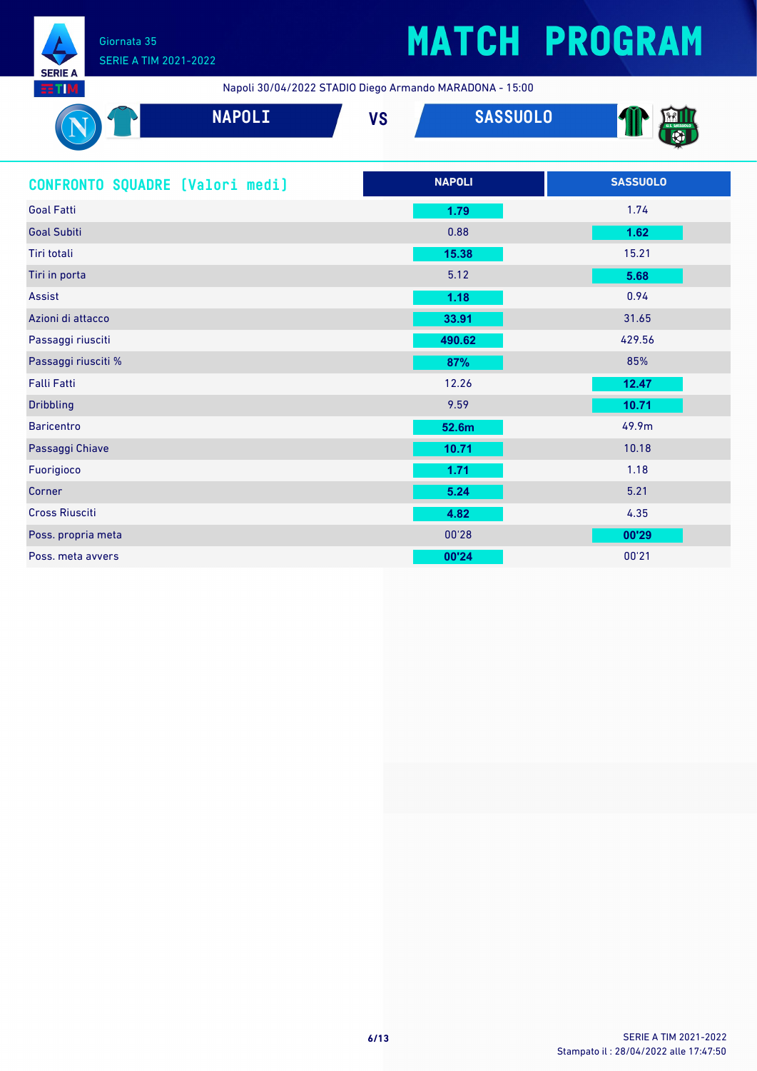# MATCH PROGRAM

Giornata 35
SERIE A TIM 2021-2022

Napoli 30/04/2022 STADIO Diego Armando MARADONA - 15:00

**NAPOLI** VS **SASSUOLO**

## CONFRONTO SQUADRE [Valori medi]

| | NAPOLI | SASSUOLO |
|---|---|---|
| Goal Fatti | **1.79** | 1.74 |
| Goal Subiti | 0.88 | **1.62** |
| Tiri totali | **15.38** | 15.21 |
| Tiri in porta | 5.12 | **5.68** |
| Assist | **1.18** | 0.94 |
| Azioni di attacco | **33.91** | 31.65 |
| Passaggi riusciti | **490.62** | 429.56 |
| Passaggi riusciti % | **87%** | 85% |
| Falli Fatti | 12.26 | **12.47** |
| Dribbling | 9.59 | **10.71** |
| Baricentro | **52.6m** | 49.9m |
| Passaggi Chiave | **10.71** | 10.18 |
| Fuorigioco | **1.71** | 1.18 |
| Corner | **5.24** | 5.21 |
| Cross Riusciti | **4.82** | 4.35 |
| Poss. propria meta | 00'28 | **00'29** |
| Poss. meta avvers | **00'24** | 00'21 |

SERIE A TIM 2021-2022
Stampato il : 28/04/2022 alle 17:47:50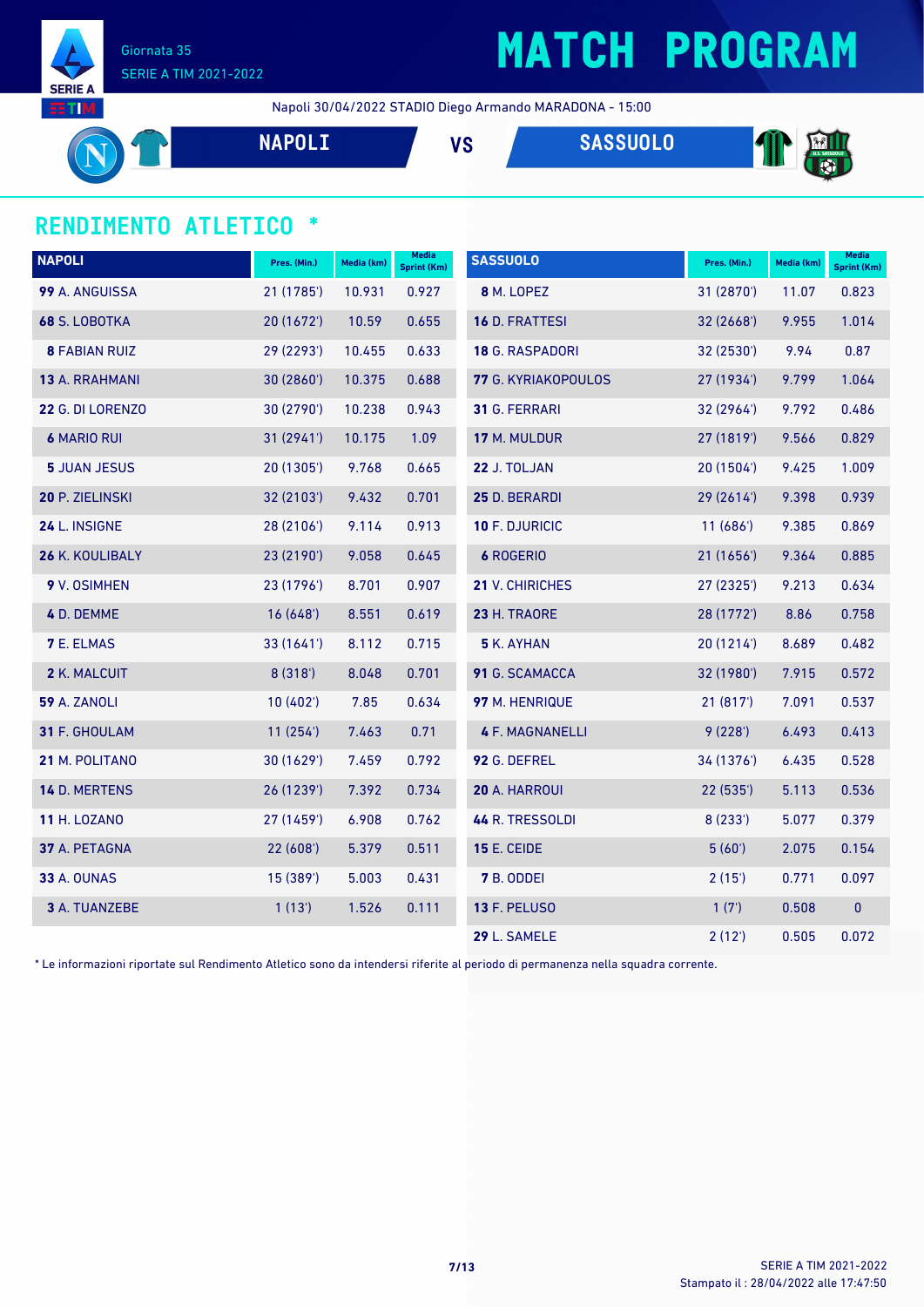# MATCH PROGRAM

Giornata 35
SERIE A TIM 2021-2022

Napoli 30/04/2022 STADIO Diego Armando MARADONA - 15:00

**NAPOLI** VS **SASSUOLO**

## RENDIMENTO ATLETICO *

| NAPOLI | Pres. (Min.) | Media (km) | Media Sprint (Km) |
|---|---|---|---|
| **99** A. ANGUISSA | 21 (1785') | 10.931 | 0.927 |
| **68** S. LOBOTKA | 20 (1672') | 10.59 | 0.655 |
| **8** FABIAN RUIZ | 29 (2293') | 10.455 | 0.633 |
| **13** A. RRAHMANI | 30 (2860') | 10.375 | 0.688 |
| **22** G. DI LORENZO | 30 (2790') | 10.238 | 0.943 |
| **6** MARIO RUI | 31 (2941') | 10.175 | 1.09 |
| **5** JUAN JESUS | 20 (1305') | 9.768 | 0.665 |
| **20** P. ZIELINSKI | 32 (2103') | 9.432 | 0.701 |
| **24** L. INSIGNE | 28 (2106') | 9.114 | 0.913 |
| **26** K. KOULIBALY | 23 (2190') | 9.058 | 0.645 |
| **9** V. OSIMHEN | 23 (1796') | 8.701 | 0.907 |
| **4** D. DEMME | 16 (648') | 8.551 | 0.619 |
| **7** E. ELMAS | 33 (1641') | 8.112 | 0.715 |
| **2** K. MALCUIT | 8 (318') | 8.048 | 0.701 |
| **59** A. ZANOLI | 10 (402') | 7.85 | 0.634 |
| **31** F. GHOULAM | 11 (254') | 7.463 | 0.71 |
| **21** M. POLITANO | 30 (1629') | 7.459 | 0.792 |
| **14** D. MERTENS | 26 (1239') | 7.392 | 0.734 |
| **11** H. LOZANO | 27 (1459') | 6.908 | 0.762 |
| **37** A. PETAGNA | 22 (608') | 5.379 | 0.511 |
| **33** A. OUNAS | 15 (389') | 5.003 | 0.431 |
| **3** A. TUANZEBE | 1 (13') | 1.526 | 0.111 |

| SASSUOLO | Pres. (Min.) | Media (km) | Media Sprint (Km) |
|---|---|---|---|
| **8** M. LOPEZ | 31 (2870') | 11.07 | 0.823 |
| **16** D. FRATTESI | 32 (2668') | 9.955 | 1.014 |
| **18** G. RASPADORI | 32 (2530') | 9.94 | 0.87 |
| **77** G. KYRIAKOPOULOS | 27 (1934') | 9.799 | 1.064 |
| **31** G. FERRARI | 32 (2964') | 9.792 | 0.486 |
| **17** M. MULDUR | 27 (1819') | 9.566 | 0.829 |
| **22** J. TOLJAN | 20 (1504') | 9.425 | 1.009 |
| **25** D. BERARDI | 29 (2614') | 9.398 | 0.939 |
| **10** F. DJURICIC | 11 (686') | 9.385 | 0.869 |
| **6** ROGERIO | 21 (1656') | 9.364 | 0.885 |
| **21** V. CHIRICHES | 27 (2325') | 9.213 | 0.634 |
| **23** H. TRAORE | 28 (1772') | 8.86 | 0.758 |
| **5** K. AYHAN | 20 (1214') | 8.689 | 0.482 |
| **91** G. SCAMACCA | 32 (1980') | 7.915 | 0.572 |
| **97** M. HENRIQUE | 21 (817') | 7.091 | 0.537 |
| **4** F. MAGNANELLI | 9 (228') | 6.493 | 0.413 |
| **92** G. DEFREL | 34 (1376') | 6.435 | 0.528 |
| **20** A. HARROUI | 22 (535') | 5.113 | 0.536 |
| **44** R. TRESSOLDI | 8 (233') | 5.077 | 0.379 |
| **15** E. CEIDE | 5 (60') | 2.075 | 0.154 |
| **7** B. ODDEI | 2 (15') | 0.771 | 0.097 |
| **13** F. PELUSO | 1 (7') | 0.508 | 0 |
| **29** L. SAMELE | 2 (12') | 0.505 | 0.072 |

* Le informazioni riportate sul Rendimento Atletico sono da intendersi riferite al periodo di permanenza nella squadra corrente.

SERIE A TIM 2021-2022
Stampato il : 28/04/2022 alle 17:47:50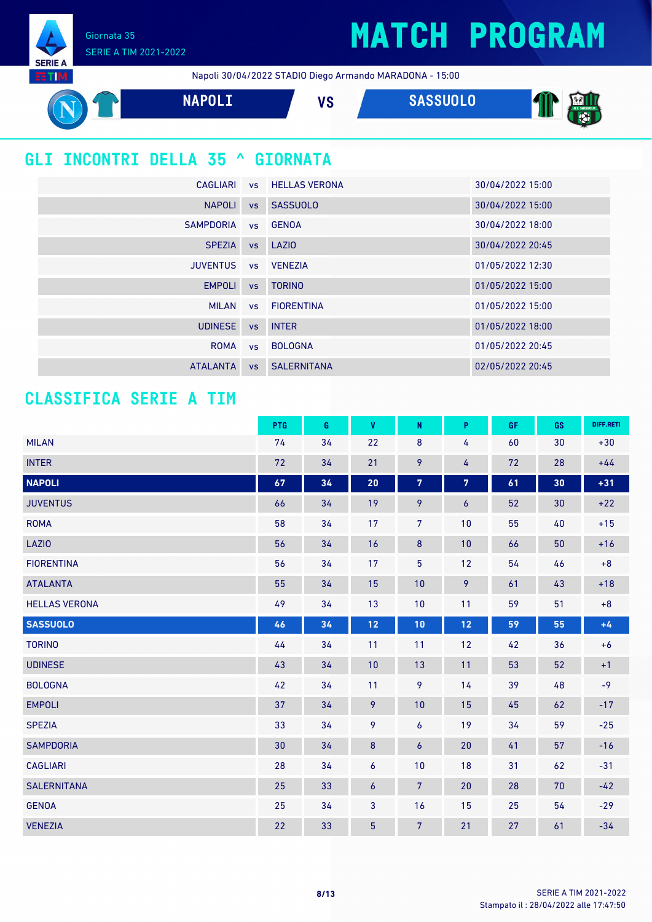# MATCH PROGRAM

Giornata 35
SERIE A TIM 2021-2022

Napoli 30/04/2022 STADIO Diego Armando MARADONA - 15:00

**NAPOLI** VS **SASSUOLO**

## GLI INCONTRI DELLA 35 ^ GIORNATA

| | | | |
|---|---|---|---|
| CAGLIARI | vs | HELLAS VERONA | 30/04/2022 15:00 |
| NAPOLI | vs | SASSUOLO | 30/04/2022 15:00 |
| SAMPDORIA | vs | GENOA | 30/04/2022 18:00 |
| SPEZIA | vs | LAZIO | 30/04/2022 20:45 |
| JUVENTUS | vs | VENEZIA | 01/05/2022 12:30 |
| EMPOLI | vs | TORINO | 01/05/2022 15:00 |
| MILAN | vs | FIORENTINA | 01/05/2022 15:00 |
| UDINESE | vs | INTER | 01/05/2022 18:00 |
| ROMA | vs | BOLOGNA | 01/05/2022 20:45 |
| ATALANTA | vs | SALERNITANA | 02/05/2022 20:45 |

## CLASSIFICA SERIE A TIM

| | PTG | G | V | N | P | GF | GS | DIFF.RETI |
|---|---|---|---|---|---|---|---|---|
| MILAN | 74 | 34 | 22 | 8 | 4 | 60 | 30 | +30 |
| INTER | 72 | 34 | 21 | 9 | 4 | 72 | 28 | +44 |
| **NAPOLI** | **67** | **34** | **20** | **7** | **7** | **61** | **30** | **+31** |
| JUVENTUS | 66 | 34 | 19 | 9 | 6 | 52 | 30 | +22 |
| ROMA | 58 | 34 | 17 | 7 | 10 | 55 | 40 | +15 |
| LAZIO | 56 | 34 | 16 | 8 | 10 | 66 | 50 | +16 |
| FIORENTINA | 56 | 34 | 17 | 5 | 12 | 54 | 46 | +8 |
| ATALANTA | 55 | 34 | 15 | 10 | 9 | 61 | 43 | +18 |
| HELLAS VERONA | 49 | 34 | 13 | 10 | 11 | 59 | 51 | +8 |
| **SASSUOLO** | **46** | **34** | **12** | **10** | **12** | **59** | **55** | **+4** |
| TORINO | 44 | 34 | 11 | 11 | 12 | 42 | 36 | +6 |
| UDINESE | 43 | 34 | 10 | 13 | 11 | 53 | 52 | +1 |
| BOLOGNA | 42 | 34 | 11 | 9 | 14 | 39 | 48 | -9 |
| EMPOLI | 37 | 34 | 9 | 10 | 15 | 45 | 62 | -17 |
| SPEZIA | 33 | 34 | 9 | 6 | 19 | 34 | 59 | -25 |
| SAMPDORIA | 30 | 34 | 8 | 6 | 20 | 41 | 57 | -16 |
| CAGLIARI | 28 | 34 | 6 | 10 | 18 | 31 | 62 | -31 |
| SALERNITANA | 25 | 33 | 6 | 7 | 20 | 28 | 70 | -42 |
| GENOA | 25 | 34 | 3 | 16 | 15 | 25 | 54 | -29 |
| VENEZIA | 22 | 33 | 5 | 7 | 21 | 27 | 61 | -34 |

Stampato il : 28/04/2022 alle 17:47:50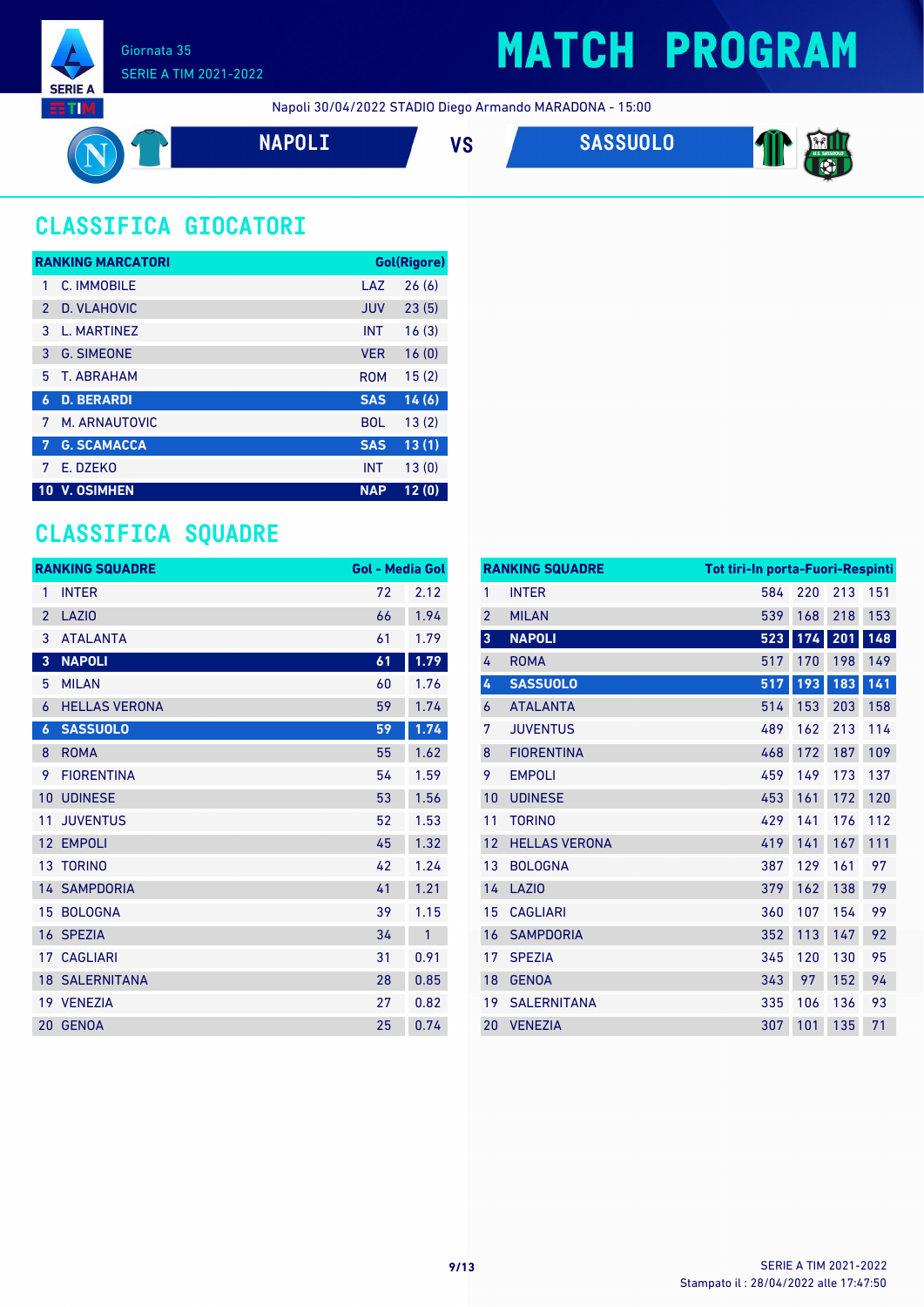Giornata 35

SERIE A TIM 2021-2022

# MATCH PROGRAM

Napoli 30/04/2022 STADIO Diego Armando MARADONA - 15:00

**NAPOLI** VS **SASSUOLO**

## CLASSIFICA GIOCATORI

| RANKING MARCATORI | | | Gol(Rigore) |
|---|---|---|---|
| 1 | C. IMMOBILE | LAZ | 26 (6) |
| 2 | D. VLAHOVIC | JUV | 23 (5) |
| 3 | L. MARTINEZ | INT | 16 (3) |
| 3 | G. SIMEONE | VER | 16 (0) |
| 5 | T. ABRAHAM | ROM | 15 (2) |
| **6** | **D. BERARDI** | **SAS** | **14 (6)** |
| 7 | M. ARNAUTOVIC | BOL | 13 (2) |
| **7** | **G. SCAMACCA** | **SAS** | **13 (1)** |
| 7 | E. DZEKO | INT | 13 (0) |
| **10** | **V. OSIMHEN** | **NAP** | **12 (0)** |

## CLASSIFICA SQUADRE

| RANKING SQUADRE | | Gol | Media Gol |
|---|---|---|---|
| 1 | INTER | 72 | 2.12 |
| 2 | LAZIO | 66 | 1.94 |
| 3 | ATALANTA | 61 | 1.79 |
| **3** | **NAPOLI** | **61** | **1.79** |
| 5 | MILAN | 60 | 1.76 |
| 6 | HELLAS VERONA | 59 | 1.74 |
| **6** | **SASSUOLO** | **59** | **1.74** |
| 8 | ROMA | 55 | 1.62 |
| 9 | FIORENTINA | 54 | 1.59 |
| 10 | UDINESE | 53 | 1.56 |
| 11 | JUVENTUS | 52 | 1.53 |
| 12 | EMPOLI | 45 | 1.32 |
| 13 | TORINO | 42 | 1.24 |
| 14 | SAMPDORIA | 41 | 1.21 |
| 15 | BOLOGNA | 39 | 1.15 |
| 16 | SPEZIA | 34 | 1 |
| 17 | CAGLIARI | 31 | 0.91 |
| 18 | SALERNITANA | 28 | 0.85 |
| 19 | VENEZIA | 27 | 0.82 |
| 20 | GENOA | 25 | 0.74 |

| RANKING SQUADRE | | Tot tiri | In porta | Fuori | Respinti |
|---|---|---|---|---|---|
| 1 | INTER | 584 | 220 | 213 | 151 |
| 2 | MILAN | 539 | 168 | 218 | 153 |
| **3** | **NAPOLI** | **523** | **174** | **201** | **148** |
| 4 | ROMA | 517 | 170 | 198 | 149 |
| **4** | **SASSUOLO** | **517** | **193** | **183** | **141** |
| 6 | ATALANTA | 514 | 153 | 203 | 158 |
| 7 | JUVENTUS | 489 | 162 | 213 | 114 |
| 8 | FIORENTINA | 468 | 172 | 187 | 109 |
| 9 | EMPOLI | 459 | 149 | 173 | 137 |
| 10 | UDINESE | 453 | 161 | 172 | 120 |
| 11 | TORINO | 429 | 141 | 176 | 112 |
| 12 | HELLAS VERONA | 419 | 141 | 167 | 111 |
| 13 | BOLOGNA | 387 | 129 | 161 | 97 |
| 14 | LAZIO | 379 | 162 | 138 | 79 |
| 15 | CAGLIARI | 360 | 107 | 154 | 99 |
| 16 | SAMPDORIA | 352 | 113 | 147 | 92 |
| 17 | SPEZIA | 345 | 120 | 130 | 95 |
| 18 | GENOA | 343 | 97 | 152 | 94 |
| 19 | SALERNITANA | 335 | 106 | 136 | 93 |
| 20 | VENEZIA | 307 | 101 | 135 | 71 |

SERIE A TIM 2021-2022
Stampato il : 28/04/2022 alle 17:47:50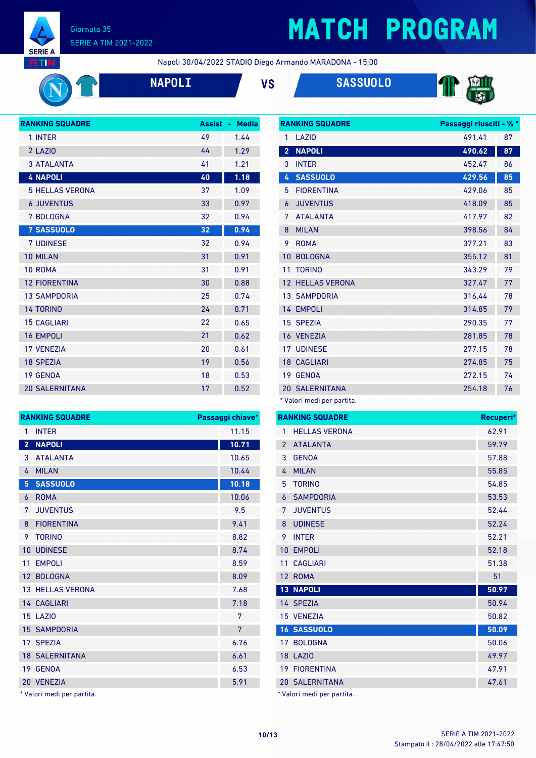# MATCH PROGRAM

Giornata 35
SERIE A TIM 2021-2022

Napoli 30/04/2022 STADIO Diego Armando MARADONA - 15:00

## NAPOLI VS SASSUOLO

| RANKING SQUADRE | Assist | Media |
|---|---|---|
| 1 INTER | 49 | 1.44 |
| 2 LAZIO | 44 | 1.29 |
| 3 ATALANTA | 41 | 1.21 |
| **4 NAPOLI** | **40** | **1.18** |
| 5 HELLAS VERONA | 37 | 1.09 |
| 6 JUVENTUS | 33 | 0.97 |
| 7 BOLOGNA | 32 | 0.94 |
| **7 SASSUOLO** | **32** | **0.94** |
| 7 UDINESE | 32 | 0.94 |
| 10 MILAN | 31 | 0.91 |
| 10 ROMA | 31 | 0.91 |
| 12 FIORENTINA | 30 | 0.88 |
| 13 SAMPDORIA | 25 | 0.74 |
| 14 TORINO | 24 | 0.71 |
| 15 CAGLIARI | 22 | 0.65 |
| 16 EMPOLI | 21 | 0.62 |
| 17 VENEZIA | 20 | 0.61 |
| 18 SPEZIA | 19 | 0.56 |
| 19 GENOA | 18 | 0.53 |
| 20 SALERNITANA | 17 | 0.52 |

| RANKING SQUADRE | Passaggi riusciti | % * |
|---|---|---|
| 1 LAZIO | 491.41 | 87 |
| **2 NAPOLI** | **490.62** | **87** |
| 3 INTER | 452.47 | 86 |
| **4 SASSUOLO** | **429.56** | **85** |
| 5 FIORENTINA | 429.06 | 85 |
| 6 JUVENTUS | 418.09 | 85 |
| 7 ATALANTA | 417.97 | 82 |
| 8 MILAN | 398.56 | 84 |
| 9 ROMA | 377.21 | 83 |
| 10 BOLOGNA | 355.12 | 81 |
| 11 TORINO | 343.29 | 79 |
| 12 HELLAS VERONA | 327.47 | 77 |
| 13 SAMPDORIA | 316.44 | 78 |
| 14 EMPOLI | 314.85 | 79 |
| 15 SPEZIA | 290.35 | 77 |
| 16 VENEZIA | 281.85 | 78 |
| 17 UDINESE | 277.15 | 78 |
| 18 CAGLIARI | 274.85 | 75 |
| 19 GENOA | 272.15 | 74 |
| 20 SALERNITANA | 254.18 | 76 |

\* Valori medi per partita.

| RANKING SQUADRE | Passaggi chiave* |
|---|---|
| 1 INTER | 11.15 |
| **2 NAPOLI** | **10.71** |
| 3 ATALANTA | 10.65 |
| 4 MILAN | 10.44 |
| **5 SASSUOLO** | **10.18** |
| 6 ROMA | 10.06 |
| 7 JUVENTUS | 9.5 |
| 8 FIORENTINA | 9.41 |
| 9 TORINO | 8.82 |
| 10 UDINESE | 8.74 |
| 11 EMPOLI | 8.59 |
| 12 BOLOGNA | 8.09 |
| 13 HELLAS VERONA | 7.68 |
| 14 CAGLIARI | 7.18 |
| 15 LAZIO | 7 |
| 15 SAMPDORIA | 7 |
| 17 SPEZIA | 6.76 |
| 18 SALERNITANA | 6.61 |
| 19 GENOA | 6.53 |
| 20 VENEZIA | 5.91 |

\* Valori medi per partita.

| RANKING SQUADRE | Recuperi* |
|---|---|
| 1 HELLAS VERONA | 62.91 |
| 2 ATALANTA | 59.79 |
| 3 GENOA | 57.88 |
| 4 MILAN | 55.85 |
| 5 TORINO | 54.85 |
| 6 SAMPDORIA | 53.53 |
| 7 JUVENTUS | 52.44 |
| 8 UDINESE | 52.24 |
| 9 INTER | 52.21 |
| 10 EMPOLI | 52.18 |
| 11 CAGLIARI | 51.38 |
| 12 ROMA | 51 |
| **13 NAPOLI** | **50.97** |
| 14 SPEZIA | 50.94 |
| 15 VENEZIA | 50.82 |
| **16 SASSUOLO** | **50.09** |
| 17 BOLOGNA | 50.06 |
| 18 LAZIO | 49.97 |
| 19 FIORENTINA | 47.91 |
| 20 SALERNITANA | 47.61 |

\* Valori medi per partita.

Stampato il : 28/04/2022 alle 17:47:50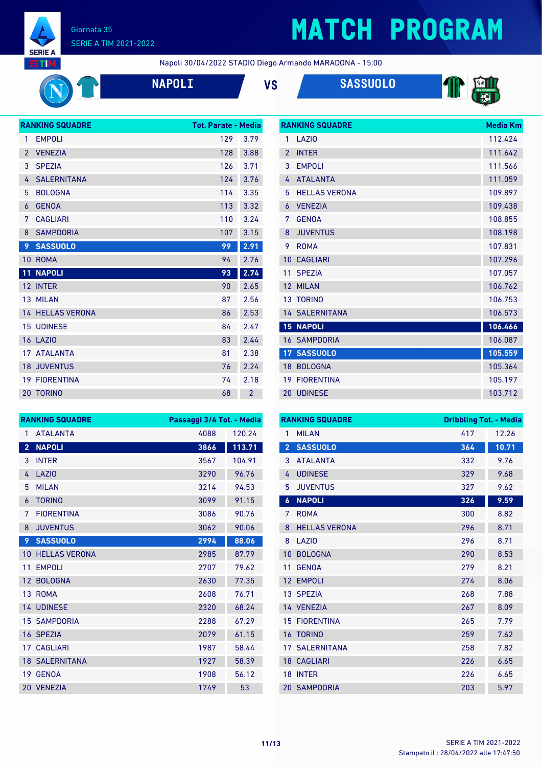# MATCH PROGRAM

Giornata 35
SERIE A TIM 2021-2022

Napoli 30/04/2022 STADIO Diego Armando MARADONA - 15:00

**NAPOLI** VS **SASSUOLO**

| RANKING SQUADRE | | Tot. Parate | Media |
|---|---|---|---|
| 1 | EMPOLI | 129 | 3.79 |
| 2 | VENEZIA | 128 | 3.88 |
| 3 | SPEZIA | 126 | 3.71 |
| 4 | SALERNITANA | 124 | 3.76 |
| 5 | BOLOGNA | 114 | 3.35 |
| 6 | GENOA | 113 | 3.32 |
| 7 | CAGLIARI | 110 | 3.24 |
| 8 | SAMPDORIA | 107 | 3.15 |
| 9 | **SASSUOLO** | **99** | **2.91** |
| 10 | ROMA | 94 | 2.76 |
| 11 | **NAPOLI** | **93** | **2.74** |
| 12 | INTER | 90 | 2.65 |
| 13 | MILAN | 87 | 2.56 |
| 14 | HELLAS VERONA | 86 | 2.53 |
| 15 | UDINESE | 84 | 2.47 |
| 16 | LAZIO | 83 | 2.44 |
| 17 | ATALANTA | 81 | 2.38 |
| 18 | JUVENTUS | 76 | 2.24 |
| 19 | FIORENTINA | 74 | 2.18 |
| 20 | TORINO | 68 | 2 |

| RANKING SQUADRE | | Media Km |
|---|---|---|
| 1 | LAZIO | 112.424 |
| 2 | INTER | 111.642 |
| 3 | EMPOLI | 111.566 |
| 4 | ATALANTA | 111.059 |
| 5 | HELLAS VERONA | 109.897 |
| 6 | VENEZIA | 109.438 |
| 7 | GENOA | 108.855 |
| 8 | JUVENTUS | 108.198 |
| 9 | ROMA | 107.831 |
| 10 | CAGLIARI | 107.296 |
| 11 | SPEZIA | 107.057 |
| 12 | MILAN | 106.762 |
| 13 | TORINO | 106.753 |
| 14 | SALERNITANA | 106.573 |
| 15 | **NAPOLI** | **106.466** |
| 16 | SAMPDORIA | 106.087 |
| 17 | **SASSUOLO** | **105.559** |
| 18 | BOLOGNA | 105.364 |
| 19 | FIORENTINA | 105.197 |
| 20 | UDINESE | 103.712 |

| RANKING SQUADRE | | Passaggi 3/4 Tot. | Media |
|---|---|---|---|
| 1 | ATALANTA | 4088 | 120.24 |
| 2 | **NAPOLI** | **3866** | **113.71** |
| 3 | INTER | 3567 | 104.91 |
| 4 | LAZIO | 3290 | 96.76 |
| 5 | MILAN | 3214 | 94.53 |
| 6 | TORINO | 3099 | 91.15 |
| 7 | FIORENTINA | 3086 | 90.76 |
| 8 | JUVENTUS | 3062 | 90.06 |
| 9 | **SASSUOLO** | **2994** | **88.06** |
| 10 | HELLAS VERONA | 2985 | 87.79 |
| 11 | EMPOLI | 2707 | 79.62 |
| 12 | BOLOGNA | 2630 | 77.35 |
| 13 | ROMA | 2608 | 76.71 |
| 14 | UDINESE | 2320 | 68.24 |
| 15 | SAMPDORIA | 2288 | 67.29 |
| 16 | SPEZIA | 2079 | 61.15 |
| 17 | CAGLIARI | 1987 | 58.44 |
| 18 | SALERNITANA | 1927 | 58.39 |
| 19 | GENOA | 1908 | 56.12 |
| 20 | VENEZIA | 1749 | 53 |

| RANKING SQUADRE | | Dribbling Tot. | Media |
|---|---|---|---|
| 1 | MILAN | 417 | 12.26 |
| 2 | **SASSUOLO** | **364** | **10.71** |
| 3 | ATALANTA | 332 | 9.76 |
| 4 | UDINESE | 329 | 9.68 |
| 5 | JUVENTUS | 327 | 9.62 |
| 6 | **NAPOLI** | **326** | **9.59** |
| 7 | ROMA | 300 | 8.82 |
| 8 | HELLAS VERONA | 296 | 8.71 |
| 8 | LAZIO | 296 | 8.71 |
| 10 | BOLOGNA | 290 | 8.53 |
| 11 | GENOA | 279 | 8.21 |
| 12 | EMPOLI | 274 | 8.06 |
| 13 | SPEZIA | 268 | 7.88 |
| 14 | VENEZIA | 267 | 8.09 |
| 15 | FIORENTINA | 265 | 7.79 |
| 16 | TORINO | 259 | 7.62 |
| 17 | SALERNITANA | 258 | 7.82 |
| 18 | CAGLIARI | 226 | 6.65 |
| 18 | INTER | 226 | 6.65 |
| 20 | SAMPDORIA | 203 | 5.97 |

Stampato il : 28/04/2022 alle 17:47:50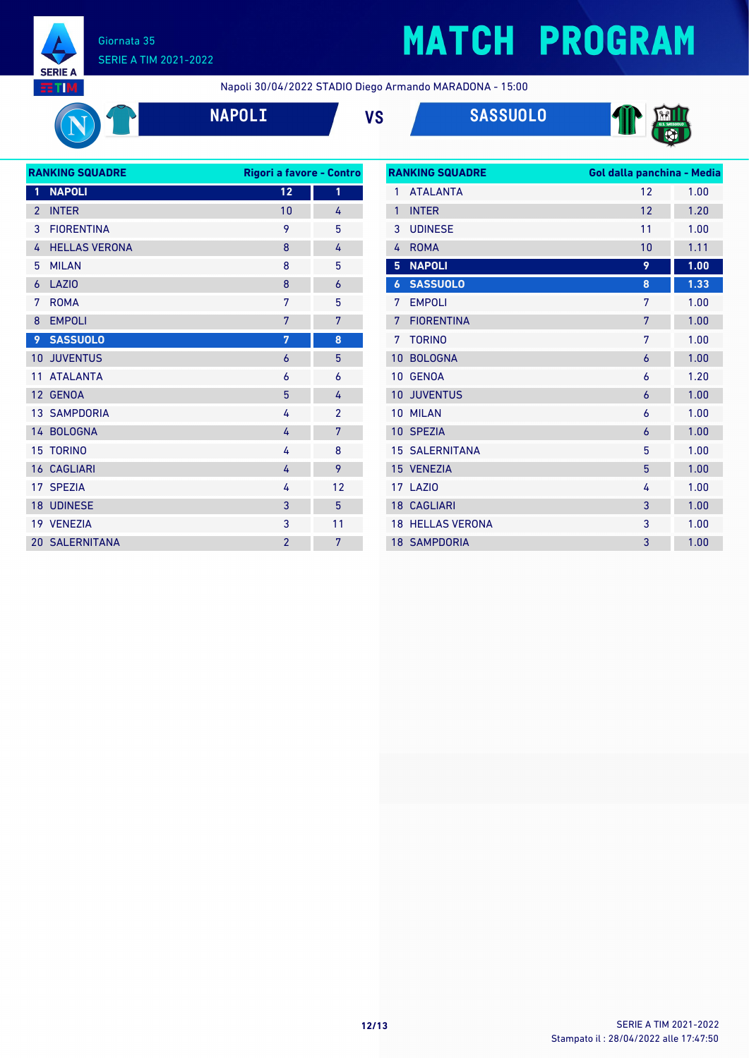Giornata 35
SERIE A TIM 2021-2022

# MATCH PROGRAM

Napoli 30/04/2022 STADIO Diego Armando MARADONA - 15:00

**NAPOLI** VS **SASSUOLO**

| RANKING SQUADRE | Rigori a favore | Contro |
|---|---|---|
| 1 NAPOLI | 12 | 1 |
| 2 INTER | 10 | 4 |
| 3 FIORENTINA | 9 | 5 |
| 4 HELLAS VERONA | 8 | 4 |
| 5 MILAN | 8 | 5 |
| 6 LAZIO | 8 | 6 |
| 7 ROMA | 7 | 5 |
| 8 EMPOLI | 7 | 7 |
| 9 SASSUOLO | 7 | 8 |
| 10 JUVENTUS | 6 | 5 |
| 11 ATALANTA | 6 | 6 |
| 12 GENOA | 5 | 4 |
| 13 SAMPDORIA | 4 | 2 |
| 14 BOLOGNA | 4 | 7 |
| 15 TORINO | 4 | 8 |
| 16 CAGLIARI | 4 | 9 |
| 17 SPEZIA | 4 | 12 |
| 18 UDINESE | 3 | 5 |
| 19 VENEZIA | 3 | 11 |
| 20 SALERNITANA | 2 | 7 |

| RANKING SQUADRE | Gol dalla panchina | Media |
|---|---|---|
| 1 ATALANTA | 12 | 1.00 |
| 1 INTER | 12 | 1.20 |
| 3 UDINESE | 11 | 1.00 |
| 4 ROMA | 10 | 1.11 |
| 5 NAPOLI | 9 | 1.00 |
| 6 SASSUOLO | 8 | 1.33 |
| 7 EMPOLI | 7 | 1.00 |
| 7 FIORENTINA | 7 | 1.00 |
| 7 TORINO | 7 | 1.00 |
| 10 BOLOGNA | 6 | 1.00 |
| 10 GENOA | 6 | 1.20 |
| 10 JUVENTUS | 6 | 1.00 |
| 10 MILAN | 6 | 1.00 |
| 10 SPEZIA | 6 | 1.00 |
| 15 SALERNITANA | 5 | 1.00 |
| 15 VENEZIA | 5 | 1.00 |
| 17 LAZIO | 4 | 1.00 |
| 18 CAGLIARI | 3 | 1.00 |
| 18 HELLAS VERONA | 3 | 1.00 |
| 18 SAMPDORIA | 3 | 1.00 |

Stampato il : 28/04/2022 alle 17:47:50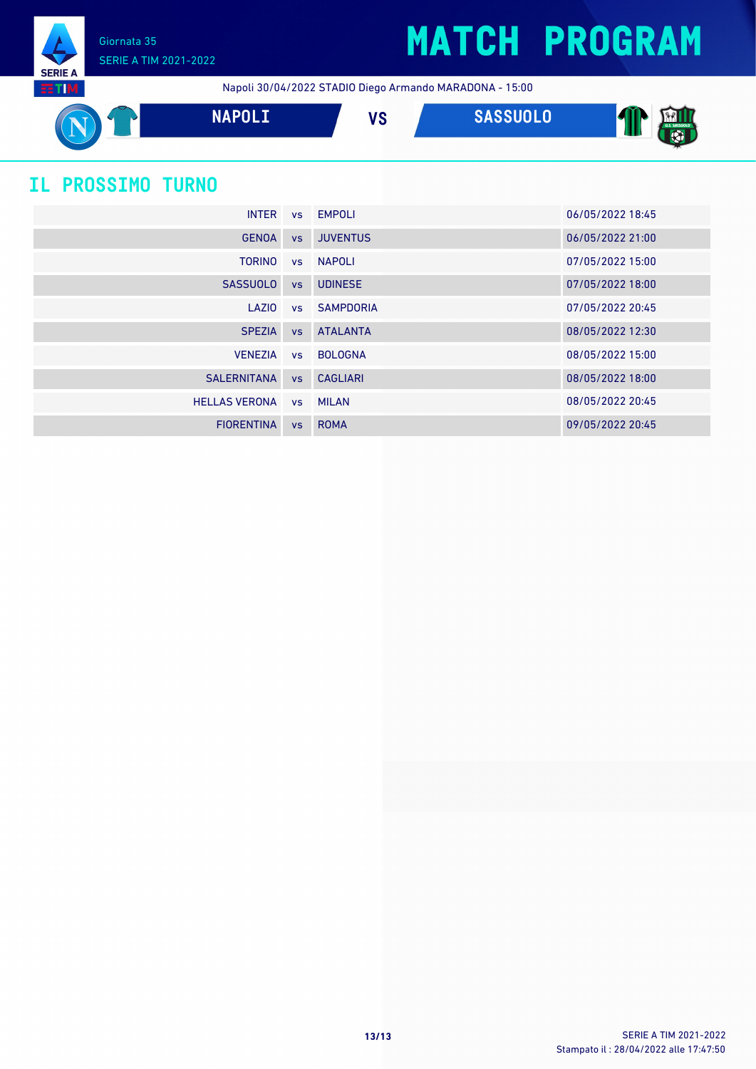Giornata 35
SERIE A TIM 2021-2022

# MATCH PROGRAM

Napoli 30/04/2022 STADIO Diego Armando MARADONA - 15:00

**NAPOLI** VS **SASSUOLO**

## IL PROSSIMO TURNO

| | | | |
|---|---|---|---|
| INTER | vs | EMPOLI | 06/05/2022 18:45 |
| GENOA | vs | JUVENTUS | 06/05/2022 21:00 |
| TORINO | vs | NAPOLI | 07/05/2022 15:00 |
| SASSUOLO | vs | UDINESE | 07/05/2022 18:00 |
| LAZIO | vs | SAMPDORIA | 07/05/2022 20:45 |
| SPEZIA | vs | ATALANTA | 08/05/2022 12:30 |
| VENEZIA | vs | BOLOGNA | 08/05/2022 15:00 |
| SALERNITANA | vs | CAGLIARI | 08/05/2022 18:00 |
| HELLAS VERONA | vs | MILAN | 08/05/2022 20:45 |
| FIORENTINA | vs | ROMA | 09/05/2022 20:45 |

SERIE A TIM 2021-2022
Stampato il : 28/04/2022 alle 17:47:50